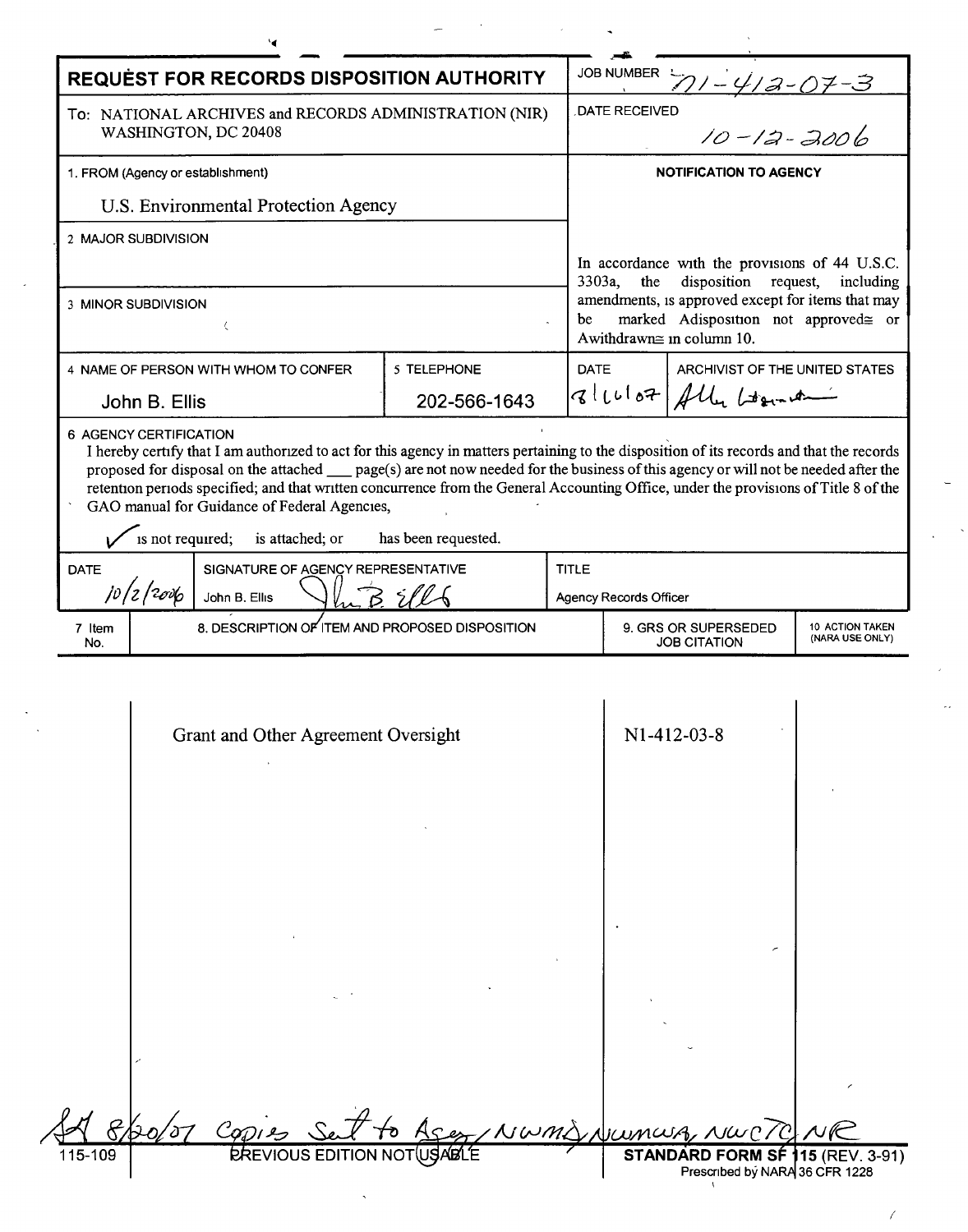# REQUEST FOR RECORDS DISPOSITION AUTHORITY

| | |
|---|---|
| **JOB NUMBER** | N1-412-07-3 |
| **DATE RECEIVED** | 10-12-2006 |

To: NATIONAL ARCHIVES and RECORDS ADMINISTRATION (NIR)
WASHINGTON, DC 20408

1. FROM (Agency or establishment)
U.S. Environmental Protection Agency

2. MAJOR SUBDIVISION

3. MINOR SUBDIVISION

**NOTIFICATION TO AGENCY**

In accordance with the provisions of 44 U.S.C. 3303a, the disposition request, including amendments, is approved except for items that may be marked "disposition not approved" or "withdrawn" in column 10.

| 4 NAME OF PERSON WITH WHOM TO CONFER | 5 TELEPHONE | DATE | ARCHIVIST OF THE UNITED STATES |
|---|---|---|---|
| John B. Ellis | 202-566-1643 | 8/16/07 | Allen Weinstein |

6 AGENCY CERTIFICATION

I hereby certify that I am authorized to act for this agency in matters pertaining to the disposition of its records and that the records proposed for disposal on the attached ___ page(s) are not now needed for the business of this agency or will not be needed after the retention periods specified; and that written concurrence from the General Accounting Office, under the provisions of Title 8 of the GAO manual for Guidance of Federal Agencies,

✓ is not required; is attached; or has been requested.

| DATE | SIGNATURE OF AGENCY REPRESENTATIVE | TITLE |
|---|---|---|
| 10/2/2006 | John B. Ellis | Agency Records Officer |

| 7 Item No. | 8. DESCRIPTION OF ITEM AND PROPOSED DISPOSITION | 9. GRS OR SUPERSEDED JOB CITATION | 10 ACTION TAKEN (NARA USE ONLY) |
|---|---|---|---|
| | Grant and Other Agreement Oversight | N1-412-03-8 | |

8/20/07 Copies Sent to Agency, NWMD, NWMWA, NWCTC, NR

115-109 PREVIOUS EDITION NOT USABLE

STANDARD FORM SF 115 (REV. 3-91)
Prescribed by NARA 36 CFR 1228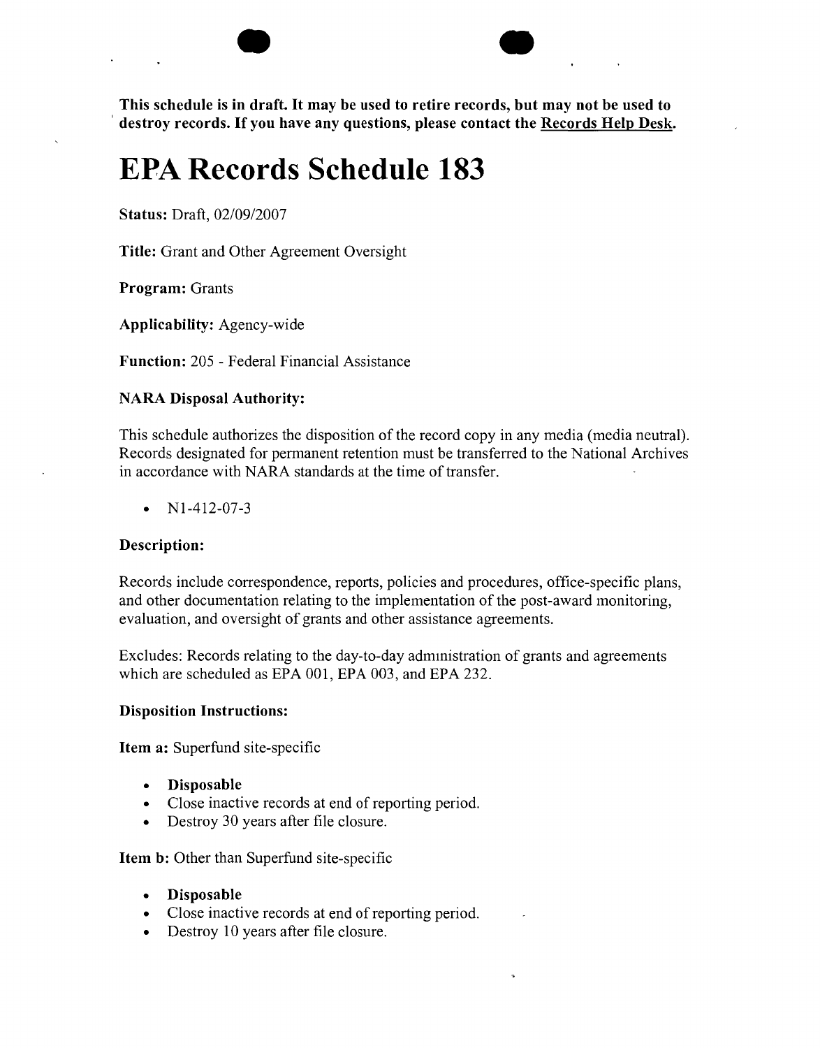**This schedule is in draft. It may be used to retire records, but may not be used to destroy records. If you have any questions, please contact the Records Help Desk.**

# EPA Records Schedule 183

**Status:** Draft, 02/09/2007

**Title:** Grant and Other Agreement Oversight

**Program:** Grants

**Applicability:** Agency-wide

**Function:** 205 - Federal Financial Assistance

### NARA Disposal Authority:

This schedule authorizes the disposition of the record copy in any media (media neutral). Records designated for permanent retention must be transferred to the National Archives in accordance with NARA standards at the time of transfer.

- N1-412-07-3

### Description:

Records include correspondence, reports, policies and procedures, office-specific plans, and other documentation relating to the implementation of the post-award monitoring, evaluation, and oversight of grants and other assistance agreements.

Excludes: Records relating to the day-to-day administration of grants and agreements which are scheduled as EPA 001, EPA 003, and EPA 232.

### Disposition Instructions:

**Item a:** Superfund site-specific

- **Disposable**
- Close inactive records at end of reporting period.
- Destroy 30 years after file closure.

**Item b:** Other than Superfund site-specific

- **Disposable**
- Close inactive records at end of reporting period.
- Destroy 10 years after file closure.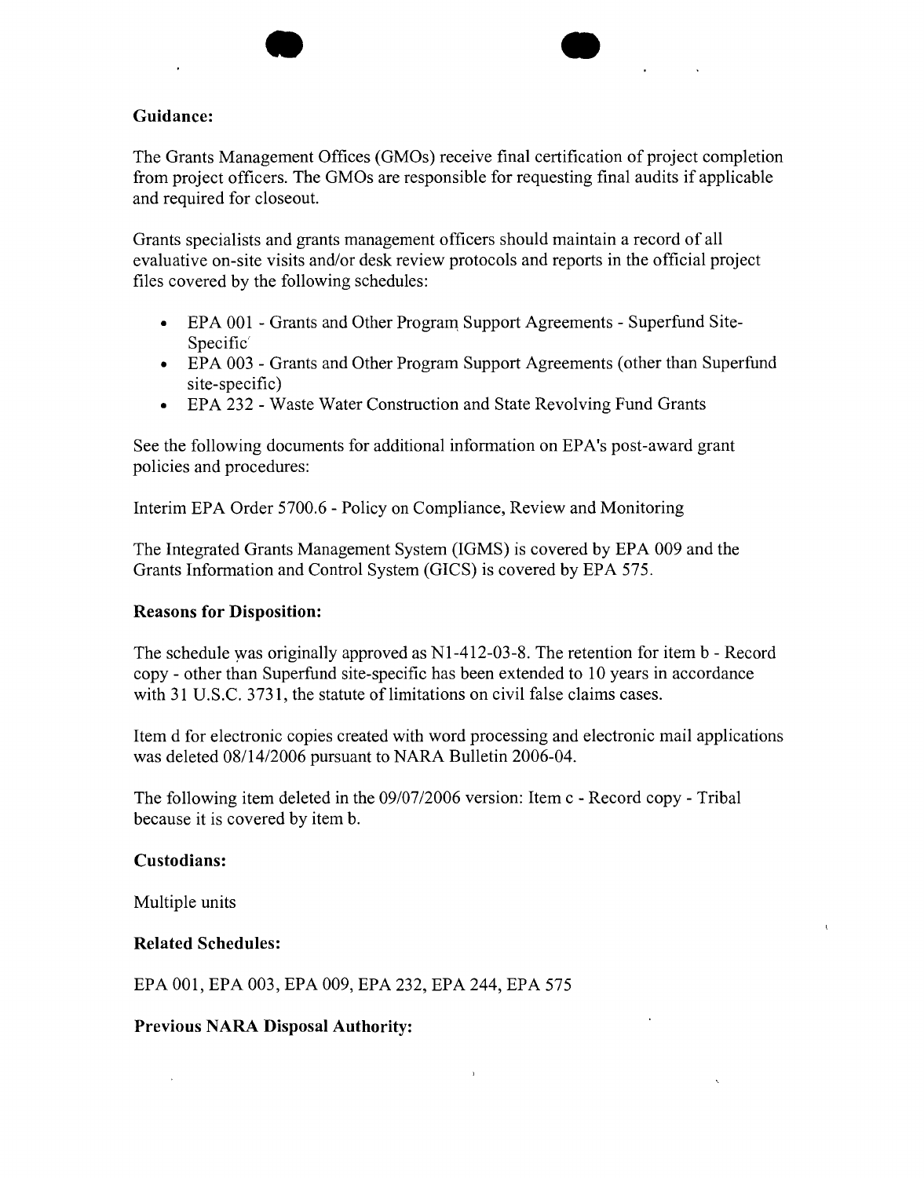**Guidance:**

The Grants Management Offices (GMOs) receive final certification of project completion from project officers. The GMOs are responsible for requesting final audits if applicable and required for closeout.

Grants specialists and grants management officers should maintain a record of all evaluative on-site visits and/or desk review protocols and reports in the official project files covered by the following schedules:

- EPA 001 - Grants and Other Program Support Agreements - Superfund Site-Specific
- EPA 003 - Grants and Other Program Support Agreements (other than Superfund site-specific)
- EPA 232 - Waste Water Construction and State Revolving Fund Grants

See the following documents for additional information on EPA's post-award grant policies and procedures:

Interim EPA Order 5700.6 - Policy on Compliance, Review and Monitoring

The Integrated Grants Management System (IGMS) is covered by EPA 009 and the Grants Information and Control System (GICS) is covered by EPA 575.

**Reasons for Disposition:**

The schedule was originally approved as N1-412-03-8. The retention for item b - Record copy - other than Superfund site-specific has been extended to 10 years in accordance with 31 U.S.C. 3731, the statute of limitations on civil false claims cases.

Item d for electronic copies created with word processing and electronic mail applications was deleted 08/14/2006 pursuant to NARA Bulletin 2006-04.

The following item deleted in the 09/07/2006 version: Item c - Record copy - Tribal because it is covered by item b.

**Custodians:**

Multiple units

**Related Schedules:**

EPA 001, EPA 003, EPA 009, EPA 232, EPA 244, EPA 575

**Previous NARA Disposal Authority:**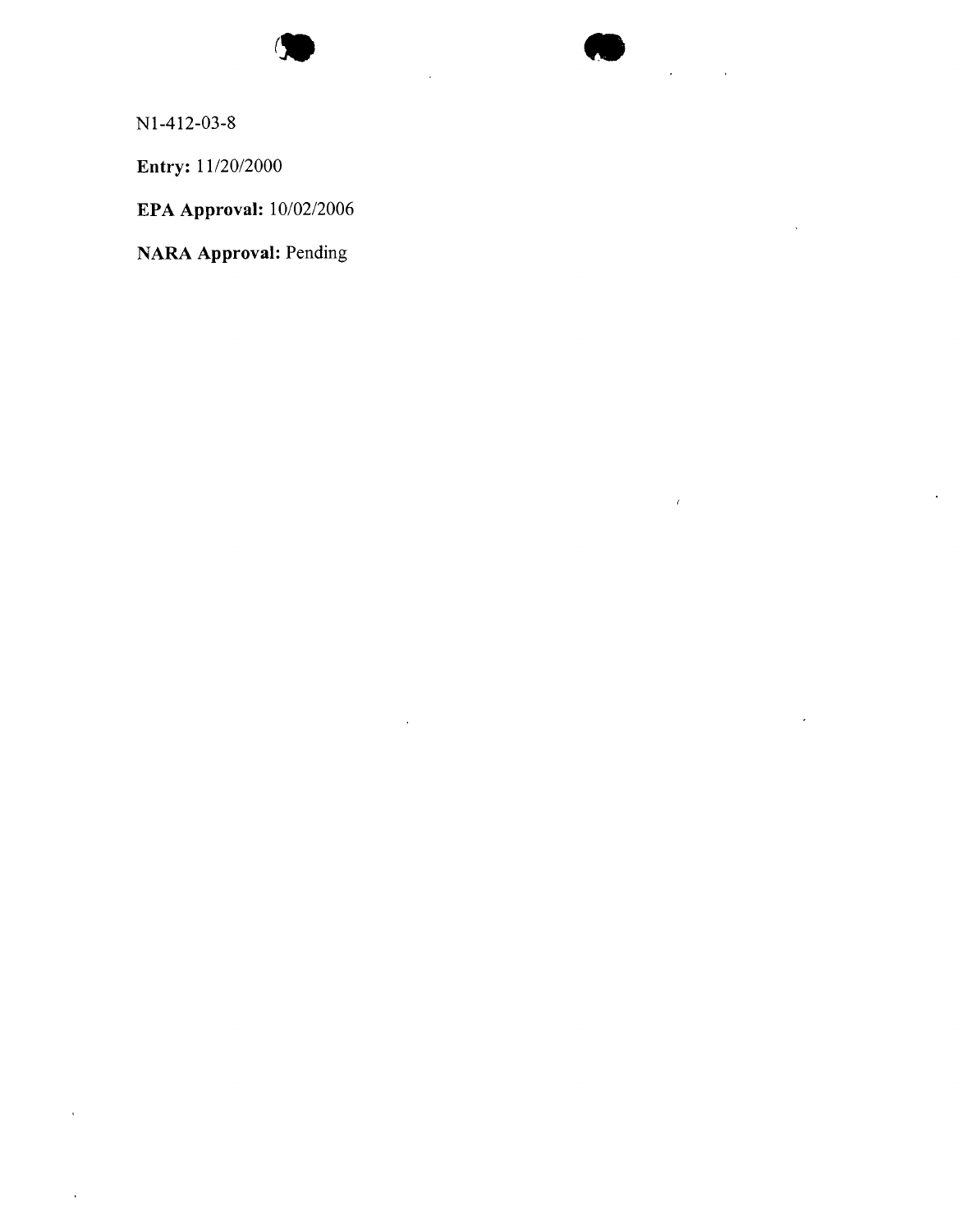N1-412-03-8

**Entry:** 11/20/2000

**EPA Approval:** 10/02/2006

**NARA Approval:** Pending